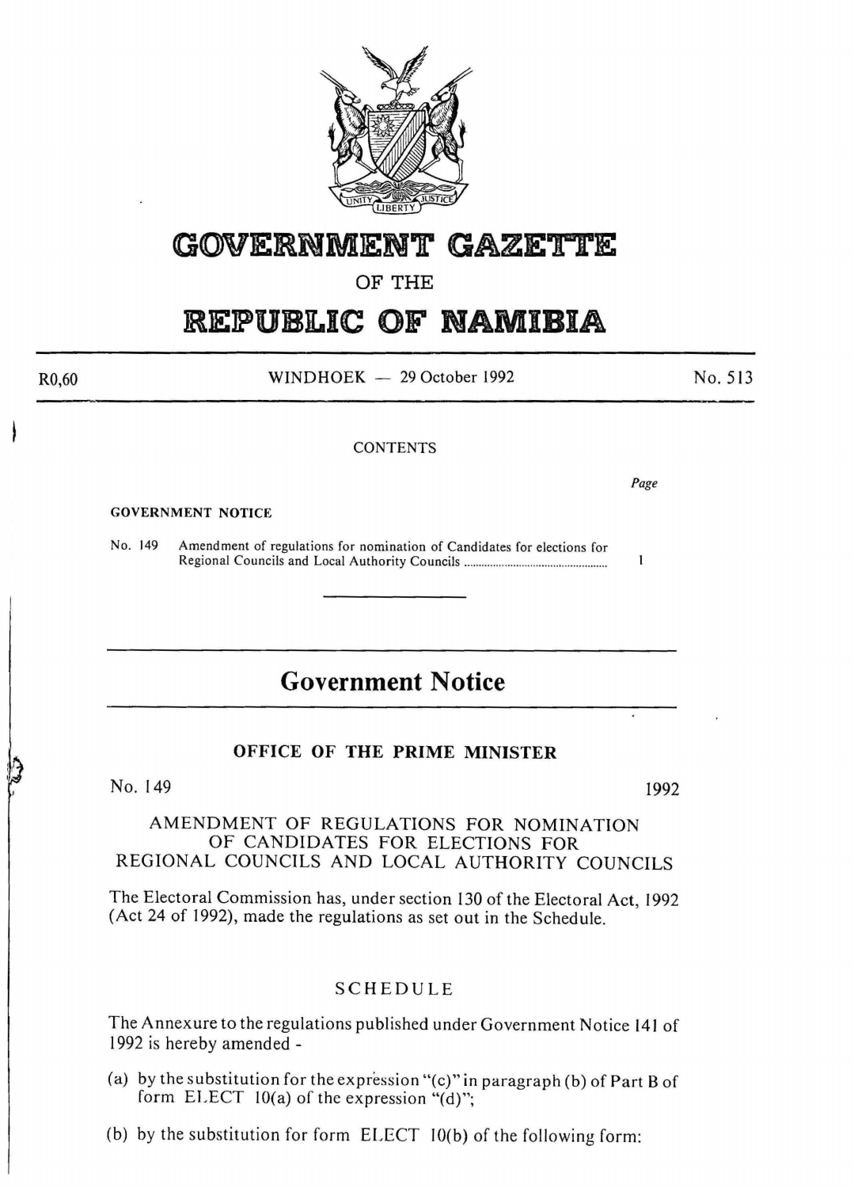# GOVERNMENT GAZETTE

## OF THE

# REPUBLIC OF NAMIBIA

R0,60 WINDHOEK — 29 October 1992 No. 513

CONTENTS

| | | Page |
|---|---|---|
| **GOVERNMENT NOTICE** | | |
| No. 149 | Amendment of regulations for nomination of Candidates for elections for Regional Councils and Local Authority Councils | 1 |

---

# Government Notice

## OFFICE OF THE PRIME MINISTER

No. 149 1992

### AMENDMENT OF REGULATIONS FOR NOMINATION OF CANDIDATES FOR ELECTIONS FOR REGIONAL COUNCILS AND LOCAL AUTHORITY COUNCILS

The Electoral Commission has, under section 130 of the Electoral Act, 1992 (Act 24 of 1992), made the regulations as set out in the Schedule.

### SCHEDULE

The Annexure to the regulations published under Government Notice 141 of 1992 is hereby amended -

(a) by the substitution for the expression "(c)" in paragraph (b) of Part B of form ELECT 10(a) of the expression "(d)";

(b) by the substitution for form ELECT 10(b) of the following form: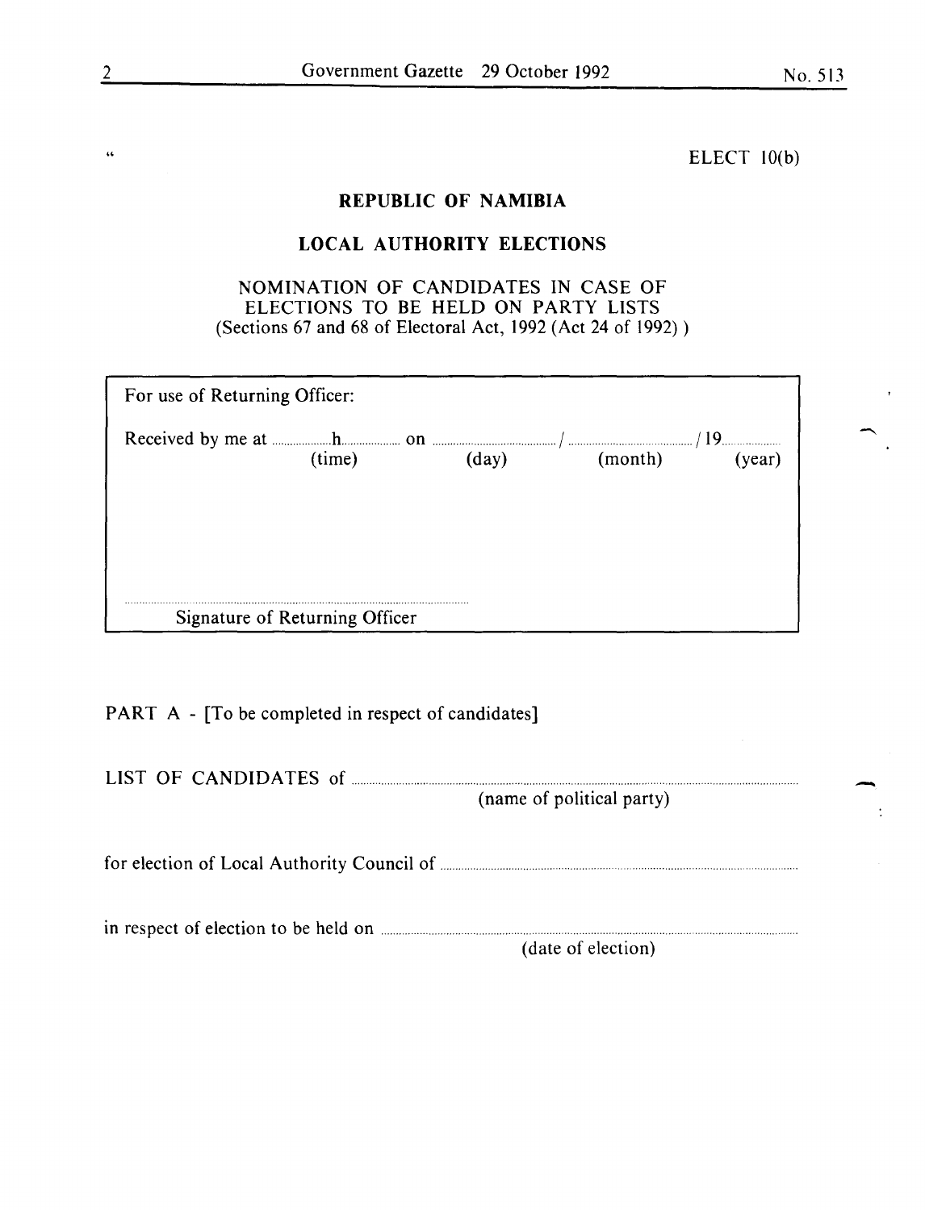"

ELECT 10(b)

**REPUBLIC OF NAMIBIA**

**LOCAL AUTHORITY ELECTIONS**

NOMINATION OF CANDIDATES IN CASE OF ELECTIONS TO BE HELD ON PARTY LISTS
(Sections 67 and 68 of Electoral Act, 1992 (Act 24 of 1992) )

| For use of Returning Officer: |
|---|
| Received by me at ..........h.......... on ....................../....................../19.......... |
| (time) (day) (month) (year) |
| |
| ................................................ |
| Signature of Returning Officer |

PART A - [To be completed in respect of candidates]

LIST OF CANDIDATES of ................................................................................
(name of political party)

for election of Local Authority Council of ................................................................................

in respect of election to be held on ................................................................................
(date of election)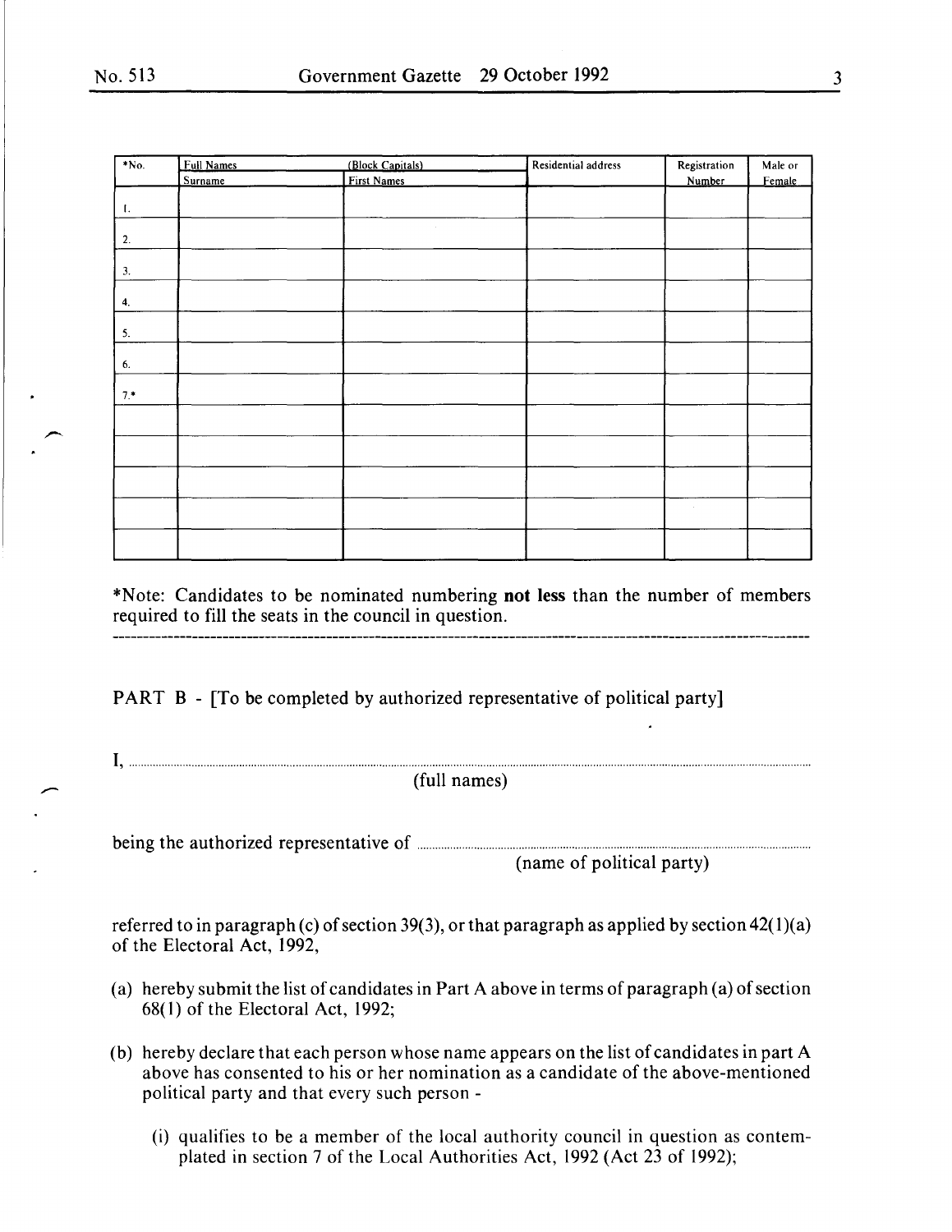| *No. | Full Names (Block Capitals) | | Residential address | Registration Number | Male or Female |
|---|---|---|---|---|---|
| | Surname | First Names | | | |
| 1. | | | | | |
| 2. | | | | | |
| 3. | | | | | |
| 4. | | | | | |
| 5. | | | | | |
| 6. | | | | | |
| 7.* | | | | | |
| | | | | | |
| | | | | | |
| | | | | | |
| | | | | | |
| | | | | | |

*Note: Candidates to be nominated numbering **not less** than the number of members required to fill the seats in the council in question.

---

PART B - [To be completed by authorized representative of political party]

I, ..............................................................................................................................................................
(full names)

being the authorized representative of ..............................................................................................
(name of political party)

referred to in paragraph (c) of section 39(3), or that paragraph as applied by section 42(1)(a) of the Electoral Act, 1992,

(a) hereby submit the list of candidates in Part A above in terms of paragraph (a) of section 68(1) of the Electoral Act, 1992;

(b) hereby declare that each person whose name appears on the list of candidates in part A above has consented to his or her nomination as a candidate of the above-mentioned political party and that every such person -

(i) qualifies to be a member of the local authority council in question as contemplated in section 7 of the Local Authorities Act, 1992 (Act 23 of 1992);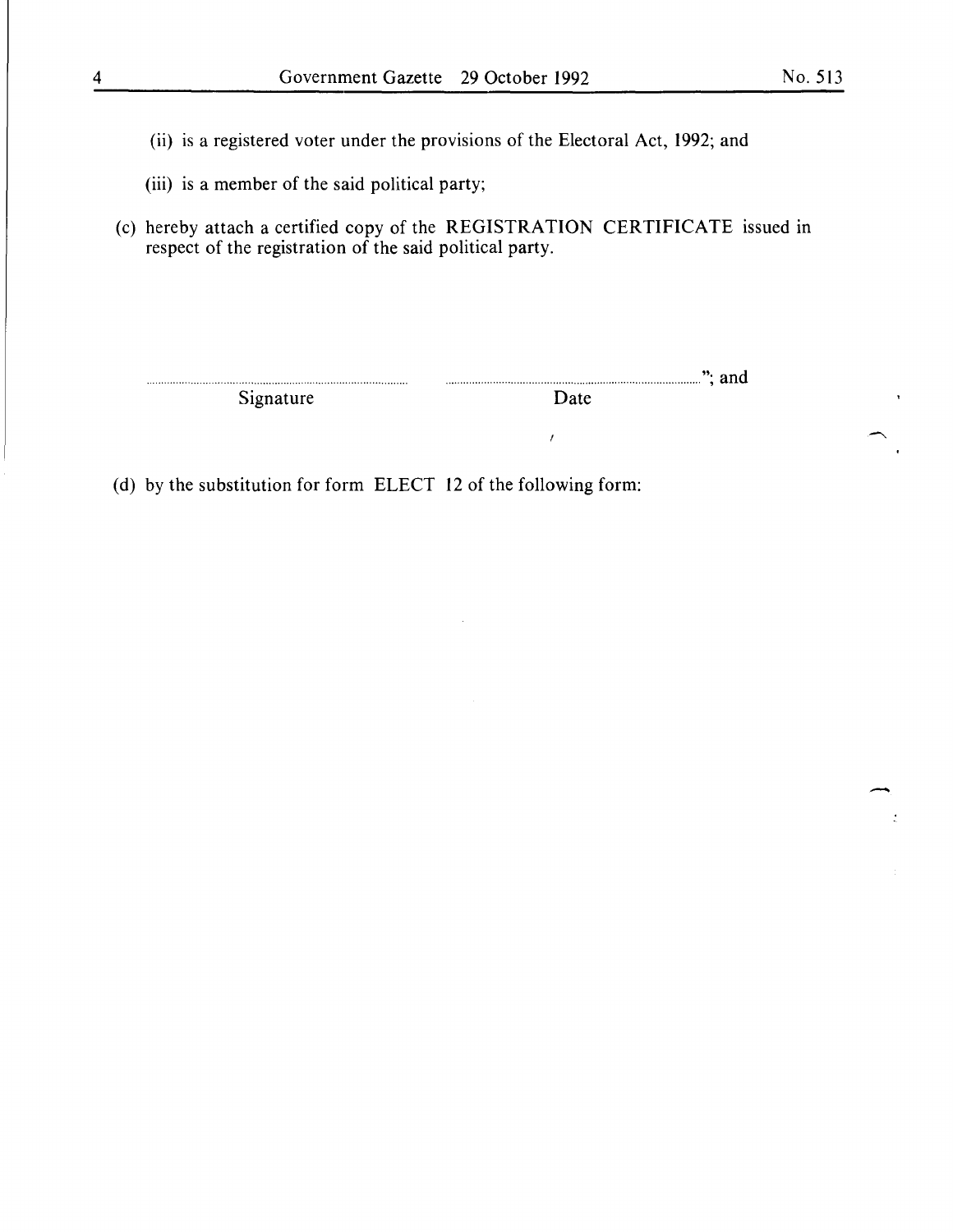(ii) is a registered voter under the provisions of the Electoral Act, 1992; and

(iii) is a member of the said political party;

(c) hereby attach a certified copy of the REGISTRATION CERTIFICATE issued in respect of the registration of the said political party.

| ............................................ | ............................................"; and |
|---|---|
| Signature | Date |

(d) by the substitution for form ELECT 12 of the following form: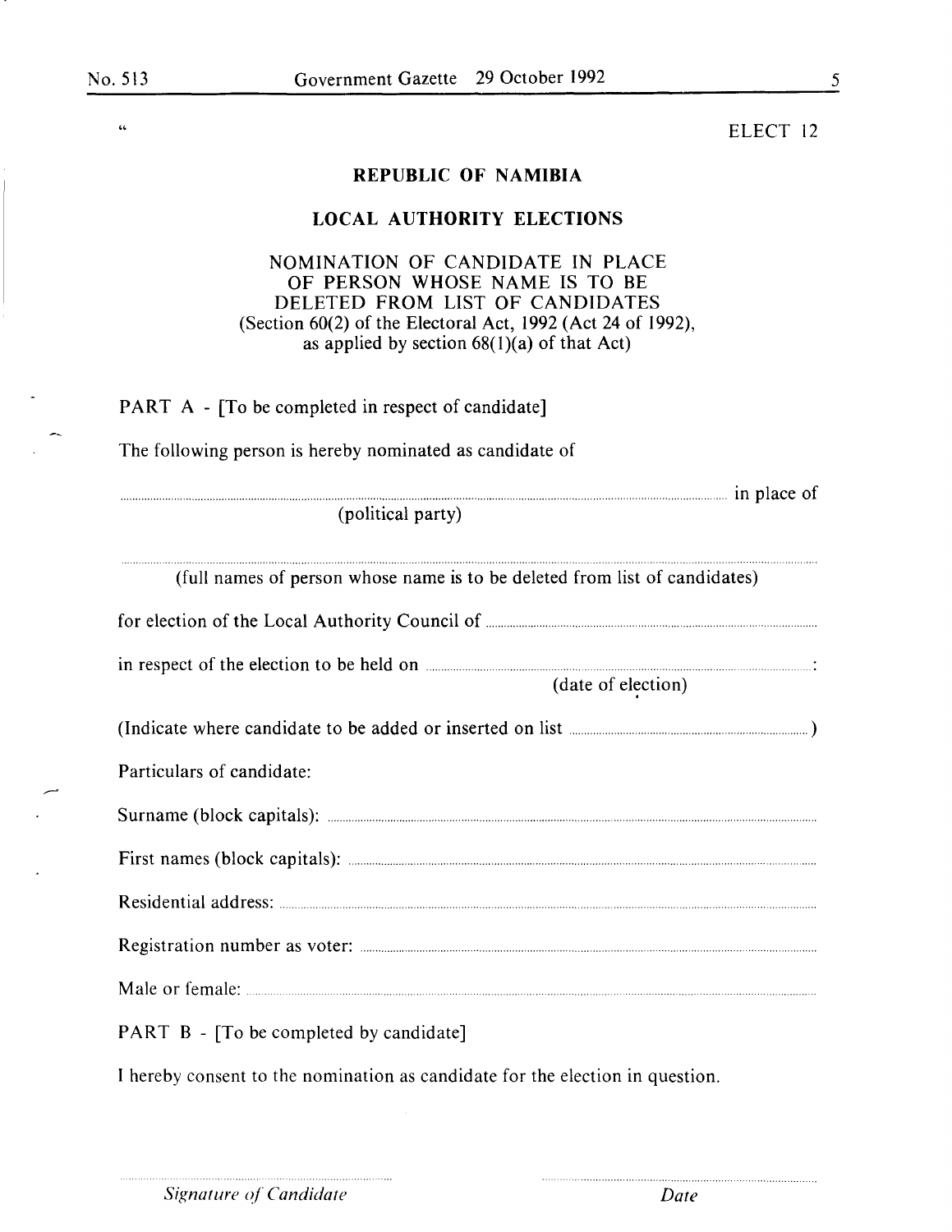"

ELECT 12

**REPUBLIC OF NAMIBIA**

**LOCAL AUTHORITY ELECTIONS**

NOMINATION OF CANDIDATE IN PLACE OF PERSON WHOSE NAME IS TO BE DELETED FROM LIST OF CANDIDATES
(Section 60(2) of the Electoral Act, 1992 (Act 24 of 1992), as applied by section 68(1)(a) of that Act)

PART A - [To be completed in respect of candidate]

The following person is hereby nominated as candidate of

.................................................................................................... in place of
(political party)

....................................................................................................
(full names of person whose name is to be deleted from list of candidates)

for election of the Local Authority Council of ....................................................................................................

in respect of the election to be held on ....................................................................................................:
(date of election)

(Indicate where candidate to be added or inserted on list ....................................................................................................)

Particulars of candidate:

Surname (block capitals): ....................................................................................................

First names (block capitals): ....................................................................................................

Residential address: ....................................................................................................

Registration number as voter: ....................................................................................................

Male or female: ....................................................................................................

PART B - [To be completed by candidate]

I hereby consent to the nomination as candidate for the election in question.

.................................................... ....................................................
*Signature of Candidate* *Date*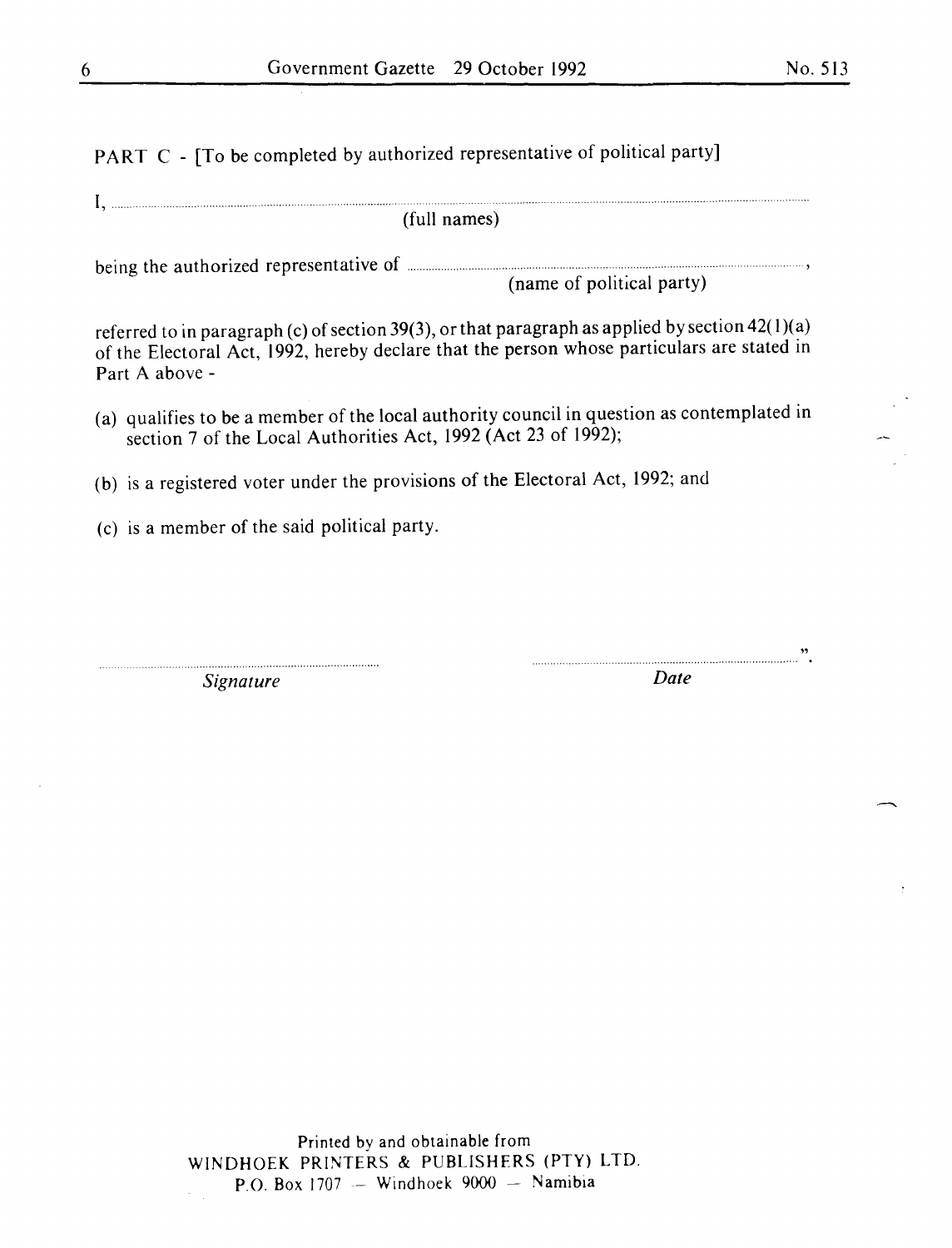PART C - [To be completed by authorized representative of political party]

I, ..............................................................................................................................................................................

(full names)

being the authorized representative of .............................................................................................................,

(name of political party)

referred to in paragraph (c) of section 39(3), or that paragraph as applied by section 42(1)(a) of the Electoral Act, 1992, hereby declare that the person whose particulars are stated in Part A above -

(a) qualifies to be a member of the local authority council in question as contemplated in section 7 of the Local Authorities Act, 1992 (Act 23 of 1992);

(b) is a registered voter under the provisions of the Electoral Act, 1992; and

(c) is a member of the said political party.

..................................................................................... ..................................................................................".

*Signature* *Date*

Printed by and obtainable from
WINDHOEK PRINTERS & PUBLISHERS (PTY) LTD.
P.O. Box 1707 — Windhoek 9000 — Namibia